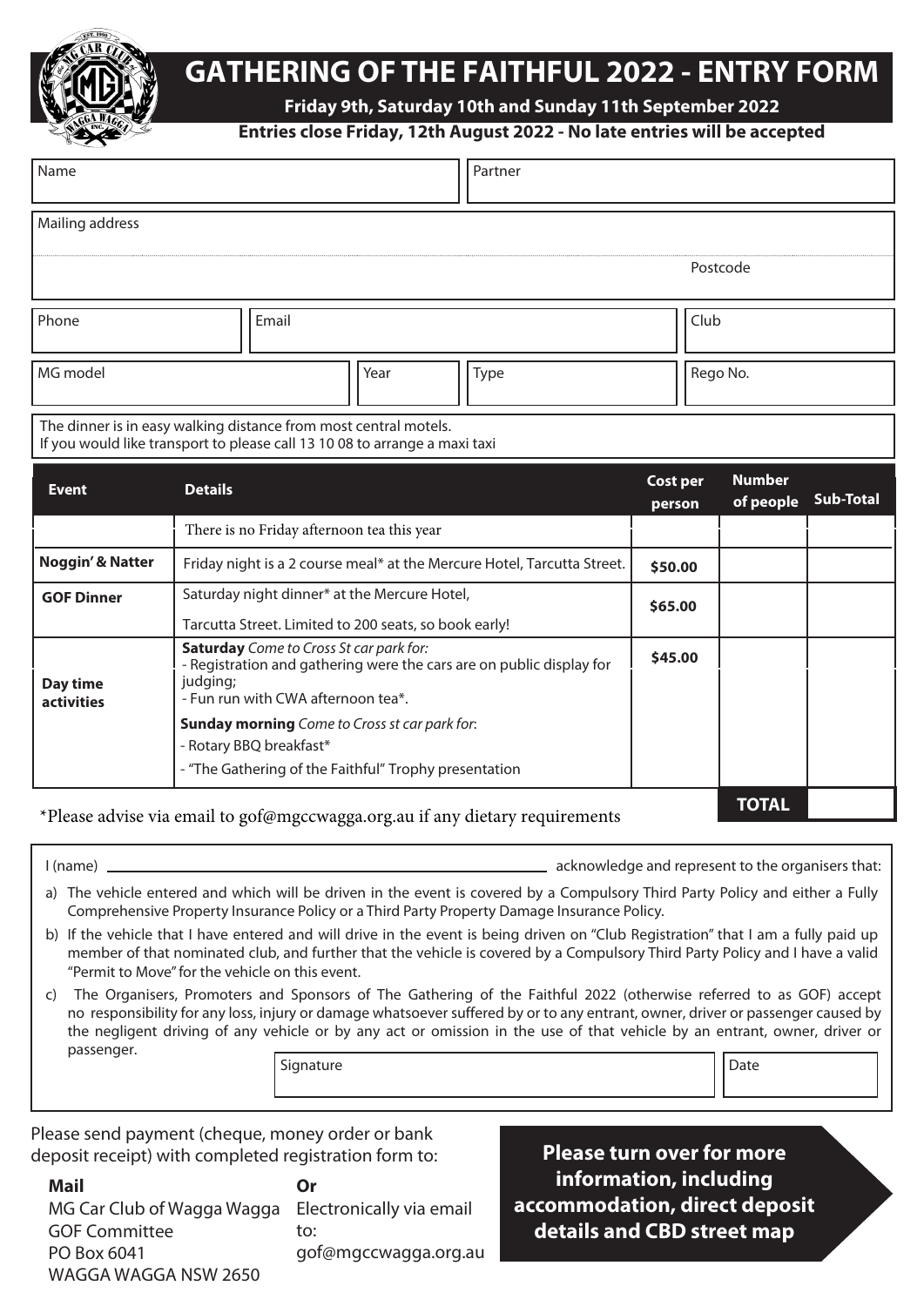# GATHERING OF THE FAITHFUL 2022 - ENTRY FORM

**Friday 9th, Saturday 10th and Sunday 11th September 2022**

**Entries close Friday, 12th August 2022 - No late entries will be accepted**

| Name | Partner |
|---|---|
| | |

| Mailing address | |
|---|---|
| | Postcode |

| Phone | Email | Club |
|---|---|---|
| | | |

| MG model | Year | Type | Rego No. |
|---|---|---|---|
| | | | |

The dinner is in easy walking distance from most central motels.
If you would like transport to please call 13 10 08 to arrange a maxi taxi

| Event | Details | Cost per person | Number of people | Sub-Total |
|---|---|---|---|---|
| | There is no Friday afternoon tea this year | | | |
| **Noggin' & Natter** | Friday night is a 2 course meal* at the Mercure Hotel, Tarcutta Street. | **$50.00** | | |
| **GOF Dinner** | Saturday night dinner* at the Mercure Hotel, Tarcutta Street. Limited to 200 seats, so book early! | **$65.00** | | |
| **Day time activities** | **Saturday** *Come to Cross St car park for:* - Registration and gathering were the cars are on public display for judging; - Fun run with CWA afternoon tea*. **Sunday morning** *Come to Cross st car park for*: - Rotary BBQ breakfast* - "The Gathering of the Faithful" Trophy presentation | **$45.00** | | |
| | | | **TOTAL** | |

*Please advise via email to gof@mgccwagga.org.au if any dietary requirements

I (name) ______________________________ acknowledge and represent to the organisers that:

a) The vehicle entered and which will be driven in the event is covered by a Compulsory Third Party Policy and either a Fully Comprehensive Property Insurance Policy or a Third Party Property Damage Insurance Policy.

b) If the vehicle that I have entered and will drive in the event is being driven on "Club Registration" that I am a fully paid up member of that nominated club, and further that the vehicle is covered by a Compulsory Third Party Policy and I have a valid "Permit to Move" for the vehicle on this event.

c) The Organisers, Promoters and Sponsors of The Gathering of the Faithful 2022 (otherwise referred to as GOF) accept no responsibility for any loss, injury or damage whatsoever suffered by or to any entrant, owner, driver or passenger caused by the negligent driving of any vehicle or by any act or omission in the use of that vehicle by an entrant, owner, driver or passenger.

| Signature | Date |
|---|---|
| | |

Please send payment (cheque, money order or bank deposit receipt) with completed registration form to:

**Mail**
MG Car Club of Wagga Wagga
GOF Committee
PO Box 6041
WAGGA WAGGA NSW 2650

**Or**
Electronically via email to:
gof@mgccwagga.org.au

**Please turn over for more information, including accommodation, direct deposit details and CBD street map**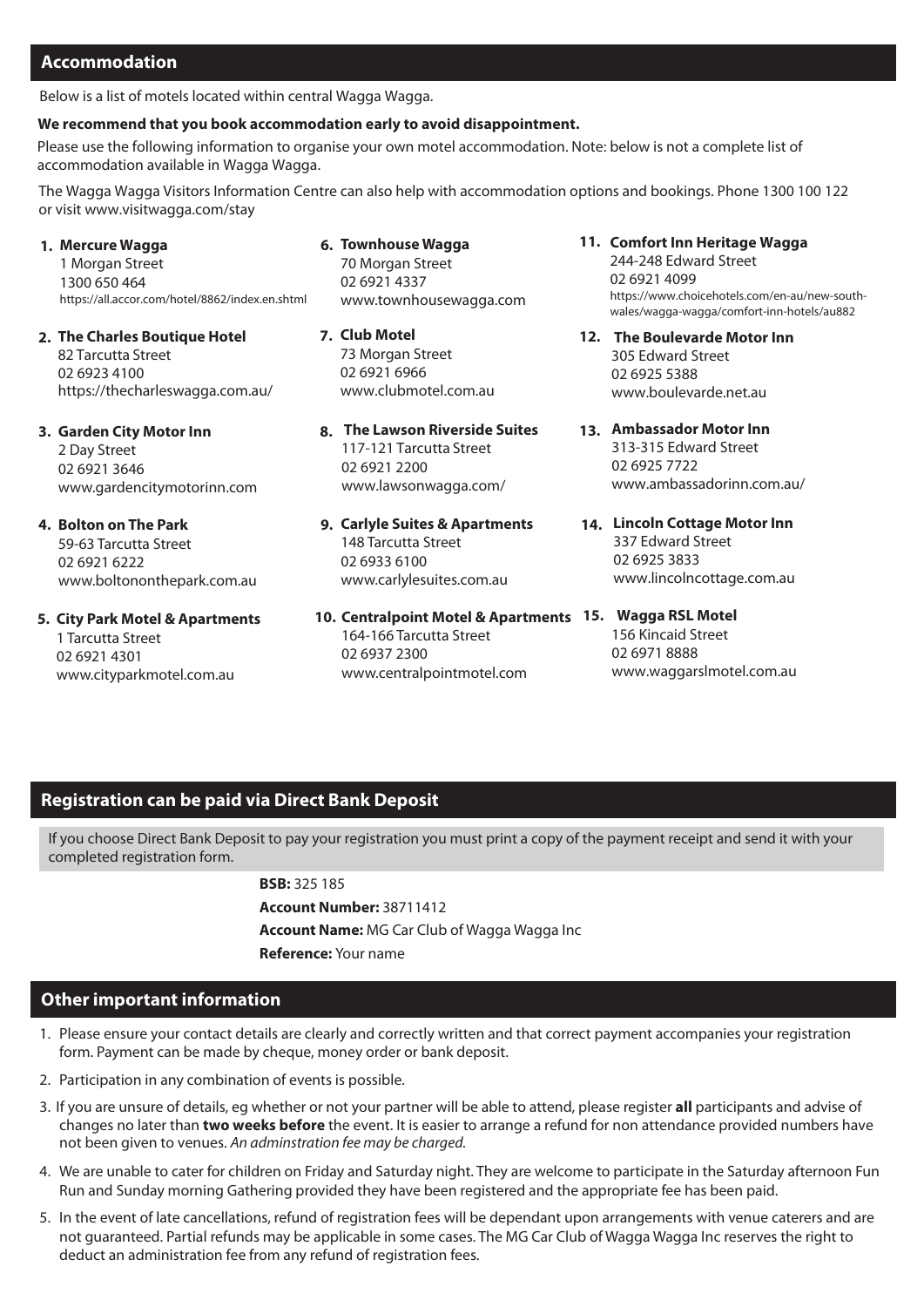## Accommodation

Below is a list of motels located within central Wagga Wagga.

**We recommend that you book accommodation early to avoid disappointment.**

Please use the following information to organise your own motel accommodation. Note: below is not a complete list of accommodation available in Wagga Wagga.

The Wagga Wagga Visitors Information Centre can also help with accommodation options and bookings. Phone 1300 100 122 or visit www.visitwagga.com/stay

1. **Mercure Wagga**
   1 Morgan Street
   1300 650 464
   https://all.accor.com/hotel/8862/index.en.shtml

2. **The Charles Boutique Hotel**
   82 Tarcutta Street
   02 6923 4100
   https://thecharleswagga.com.au/

3. **Garden City Motor Inn**
   2 Day Street
   02 6921 3646
   www.gardencitymotorinn.com

4. **Bolton on The Park**
   59-63 Tarcutta Street
   02 6921 6222
   www.boltononthepark.com.au

5. **City Park Motel & Apartments**
   1 Tarcutta Street
   02 6921 4301
   www.cityparkmotel.com.au

6. **Townhouse Wagga**
   70 Morgan Street
   02 6921 4337
   www.townhousewagga.com

7. **Club Motel**
   73 Morgan Street
   02 6921 6966
   www.clubmotel.com.au

8. **The Lawson Riverside Suites**
   117-121 Tarcutta Street
   02 6921 2200
   www.lawsonwagga.com/

9. **Carlyle Suites & Apartments**
   148 Tarcutta Street
   02 6933 6100
   www.carlylesuites.com.au

10. **Centralpoint Motel & Apartments**
    164-166 Tarcutta Street
    02 6937 2300
    www.centralpointmotel.com

11. **Comfort Inn Heritage Wagga**
    244-248 Edward Street
    02 6921 4099
    https://www.choicehotels.com/en-au/new-south-wales/wagga-wagga/comfort-inn-hotels/au882

12. **The Boulevarde Motor Inn**
    305 Edward Street
    02 6925 5388
    www.boulevarde.net.au

13. **Ambassador Motor Inn**
    313-315 Edward Street
    02 6925 7722
    www.ambassadorinn.com.au/

14. **Lincoln Cottage Motor Inn**
    337 Edward Street
    02 6925 3833
    www.lincolncottage.com.au

15. **Wagga RSL Motel**
    156 Kincaid Street
    02 6971 8888
    www.waggarslmotel.com.au

## Registration can be paid via Direct Bank Deposit

If you choose Direct Bank Deposit to pay your registration you must print a copy of the payment receipt and send it with your completed registration form.

**BSB:** 325 185
**Account Number:** 38711412
**Account Name:** MG Car Club of Wagga Wagga Inc
**Reference:** Your name

## Other important information

1. Please ensure your contact details are clearly and correctly written and that correct payment accompanies your registration form. Payment can be made by cheque, money order or bank deposit.
2. Participation in any combination of events is possible.
3. If you are unsure of details, eg whether or not your partner will be able to attend, please register **all** participants and advise of changes no later than **two weeks before** the event. It is easier to arrange a refund for non attendance provided numbers have not been given to venues. *An adminstration fee may be charged.*
4. We are unable to cater for children on Friday and Saturday night. They are welcome to participate in the Saturday afternoon Fun Run and Sunday morning Gathering provided they have been registered and the appropriate fee has been paid.
5. In the event of late cancellations, refund of registration fees will be dependant upon arrangements with venue caterers and are not guaranteed. Partial refunds may be applicable in some cases. The MG Car Club of Wagga Wagga Inc reserves the right to deduct an administration fee from any refund of registration fees.